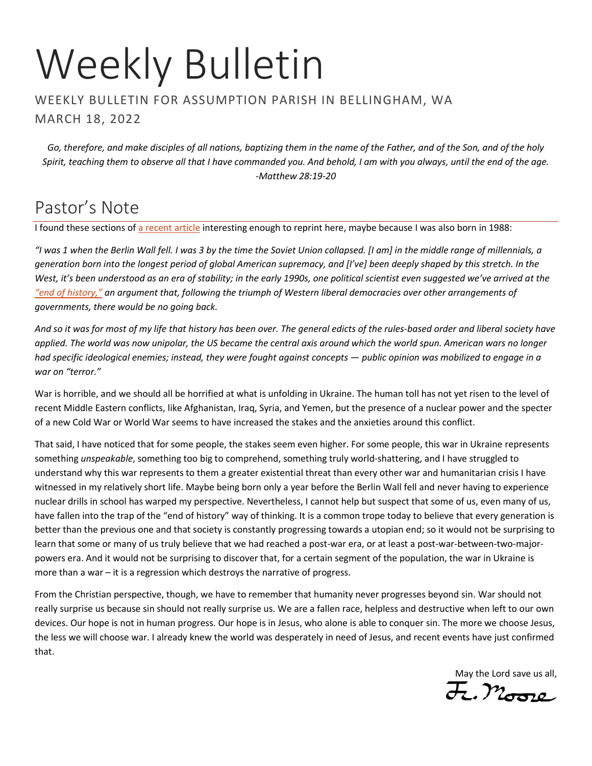# Weekly Bulletin

WEEKLY BULLETIN FOR ASSUMPTION PARISH IN BELLINGHAM, WA

MARCH 18, 2022

*Go, therefore, and make disciples of all nations, baptizing them in the name of the Father, and of the Son, and of the holy Spirit, teaching them to observe all that I have commanded you. And behold, I am with you always, until the end of the age. -Matthew 28:19-20*

## Pastor's Note

I found these sections of a recent article interesting enough to reprint here, maybe because I was also born in 1988:

*"I was 1 when the Berlin Wall fell. I was 3 by the time the Soviet Union collapsed. [I am] in the middle range of millennials, a generation born into the longest period of global American supremacy, and [I've] been deeply shaped by this stretch. In the West, it's been understood as an era of stability; in the early 1990s, one political scientist even suggested we've arrived at the "end of history," an argument that, following the triumph of Western liberal democracies over other arrangements of governments, there would be no going back.*

*And so it was for most of my life that history has been over. The general edicts of the rules-based order and liberal society have applied. The world was now unipolar, the US became the central axis around which the world spun. American wars no longer had specific ideological enemies; instead, they were fought against concepts — public opinion was mobilized to engage in a war on "terror."*

War is horrible, and we should all be horrified at what is unfolding in Ukraine. The human toll has not yet risen to the level of recent Middle Eastern conflicts, like Afghanistan, Iraq, Syria, and Yemen, but the presence of a nuclear power and the specter of a new Cold War or World War seems to have increased the stakes and the anxieties around this conflict.

That said, I have noticed that for some people, the stakes seem even higher. For some people, this war in Ukraine represents something *unspeakable*, something too big to comprehend, something truly world-shattering, and I have struggled to understand why this war represents to them a greater existential threat than every other war and humanitarian crisis I have witnessed in my relatively short life. Maybe being born only a year before the Berlin Wall fell and never having to experience nuclear drills in school has warped my perspective. Nevertheless, I cannot help but suspect that some of us, even many of us, have fallen into the trap of the "end of history" way of thinking. It is a common trope today to believe that every generation is better than the previous one and that society is constantly progressing towards a utopian end; so it would not be surprising to learn that some or many of us truly believe that we had reached a post-war era, or at least a post-war-between-two-major-powers era. And it would not be surprising to discover that, for a certain segment of the population, the war in Ukraine is more than a war – it is a regression which destroys the narrative of progress.

From the Christian perspective, though, we have to remember that humanity never progresses beyond sin. War should not really surprise us because sin should not really surprise us. We are a fallen race, helpless and destructive when left to our own devices. Our hope is not in human progress. Our hope is in Jesus, who alone is able to conquer sin. The more we choose Jesus, the less we will choose war. I already knew the world was desperately in need of Jesus, and recent events have just confirmed that.

May the Lord save us all,

Fr. Moore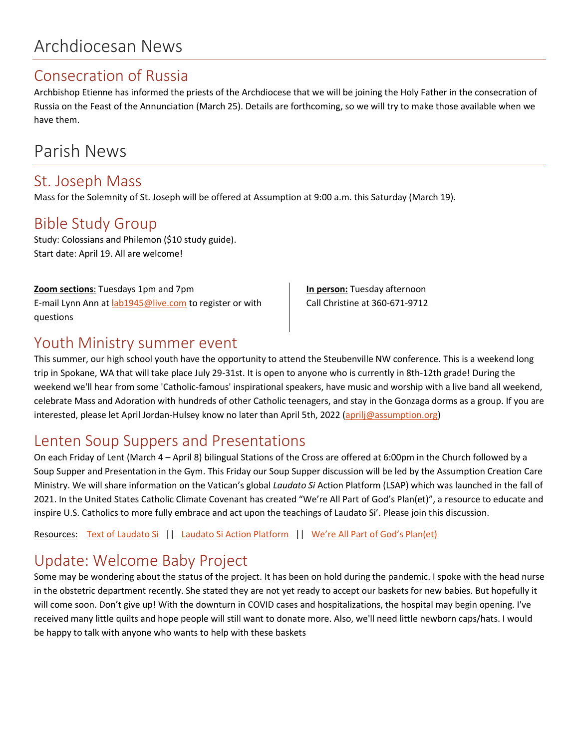# Archdiocesan News

## Consecration of Russia

Archbishop Etienne has informed the priests of the Archdiocese that we will be joining the Holy Father in the consecration of Russia on the Feast of the Annunciation (March 25). Details are forthcoming, so we will try to make those available when we have them.

# Parish News

## St. Joseph Mass

Mass for the Solemnity of St. Joseph will be offered at Assumption at 9:00 a.m. this Saturday (March 19).

## Bible Study Group

Study: Colossians and Philemon ($10 study guide).
Start date: April 19. All are welcome!

**Zoom sections**: Tuesdays 1pm and 7pm
E-mail Lynn Ann at lab1945@live.com to register or with questions

**In person:** Tuesday afternoon
Call Christine at 360-671-9712

## Youth Ministry summer event

This summer, our high school youth have the opportunity to attend the Steubenville NW conference. This is a weekend long trip in Spokane, WA that will take place July 29-31st. It is open to anyone who is currently in 8th-12th grade! During the weekend we'll hear from some 'Catholic-famous' inspirational speakers, have music and worship with a live band all weekend, celebrate Mass and Adoration with hundreds of other Catholic teenagers, and stay in the Gonzaga dorms as a group. If you are interested, please let April Jordan-Hulsey know no later than April 5th, 2022 (aprilj@assumption.org)

## Lenten Soup Suppers and Presentations

On each Friday of Lent (March 4 – April 8) bilingual Stations of the Cross are offered at 6:00pm in the Church followed by a Soup Supper and Presentation in the Gym. This Friday our Soup Supper discussion will be led by the Assumption Creation Care Ministry. We will share information on the Vatican's global *Laudato Si* Action Platform (LSAP) which was launched in the fall of 2021. In the United States Catholic Climate Covenant has created "We're All Part of God's Plan(et)", a resource to educate and inspire U.S. Catholics to more fully embrace and act upon the teachings of Laudato Si'. Please join this discussion.

Resources: Text of Laudato Si || Laudato Si Action Platform || We're All Part of God's Plan(et)

## Update: Welcome Baby Project

Some may be wondering about the status of the project. It has been on hold during the pandemic. I spoke with the head nurse in the obstetric department recently. She stated they are not yet ready to accept our baskets for new babies. But hopefully it will come soon. Don't give up! With the downturn in COVID cases and hospitalizations, the hospital may begin opening. I've received many little quilts and hope people will still want to donate more. Also, we'll need little newborn caps/hats. I would be happy to talk with anyone who wants to help with these baskets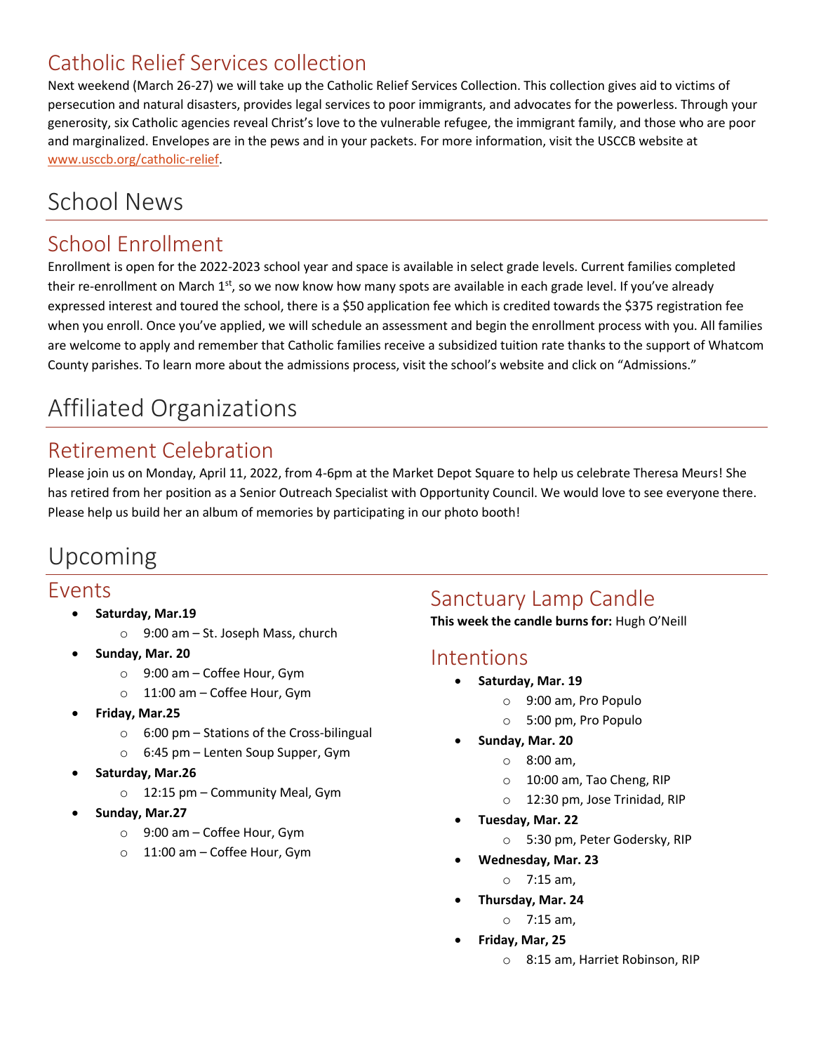## Catholic Relief Services collection

Next weekend (March 26-27) we will take up the Catholic Relief Services Collection. This collection gives aid to victims of persecution and natural disasters, provides legal services to poor immigrants, and advocates for the powerless. Through your generosity, six Catholic agencies reveal Christ's love to the vulnerable refugee, the immigrant family, and those who are poor and marginalized. Envelopes are in the pews and in your packets. For more information, visit the USCCB website at www.usccb.org/catholic-relief.

# School News

## School Enrollment

Enrollment is open for the 2022-2023 school year and space is available in select grade levels. Current families completed their re-enrollment on March 1st, so we now know how many spots are available in each grade level. If you've already expressed interest and toured the school, there is a $50 application fee which is credited towards the $375 registration fee when you enroll. Once you've applied, we will schedule an assessment and begin the enrollment process with you. All families are welcome to apply and remember that Catholic families receive a subsidized tuition rate thanks to the support of Whatcom County parishes. To learn more about the admissions process, visit the school's website and click on "Admissions."

# Affiliated Organizations

## Retirement Celebration

Please join us on Monday, April 11, 2022, from 4-6pm at the Market Depot Square to help us celebrate Theresa Meurs! She has retired from her position as a Senior Outreach Specialist with Opportunity Council. We would love to see everyone there. Please help us build her an album of memories by participating in our photo booth!

# Upcoming

## Events

- **Saturday, Mar.19**
  - 9:00 am – St. Joseph Mass, church
- **Sunday, Mar. 20**
  - 9:00 am – Coffee Hour, Gym
  - 11:00 am – Coffee Hour, Gym
- **Friday, Mar.25**
  - 6:00 pm – Stations of the Cross-bilingual
  - 6:45 pm – Lenten Soup Supper, Gym
- **Saturday, Mar.26**
  - 12:15 pm – Community Meal, Gym
- **Sunday, Mar.27**
  - 9:00 am – Coffee Hour, Gym
  - 11:00 am – Coffee Hour, Gym

## Sanctuary Lamp Candle

**This week the candle burns for:** Hugh O'Neill

## Intentions

- **Saturday, Mar. 19**
  - 9:00 am, Pro Populo
  - 5:00 pm, Pro Populo
- **Sunday, Mar. 20**
  - 8:00 am,
  - 10:00 am, Tao Cheng, RIP
  - 12:30 pm, Jose Trinidad, RIP
- **Tuesday, Mar. 22**
  - 5:30 pm, Peter Godersky, RIP
- **Wednesday, Mar. 23**
  - 7:15 am,
- **Thursday, Mar. 24**
  - 7:15 am,
- **Friday, Mar, 25**
  - 8:15 am, Harriet Robinson, RIP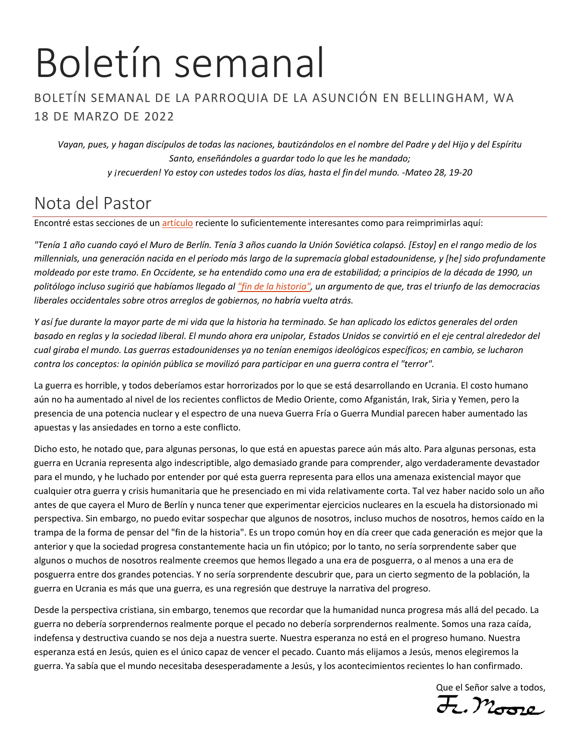# Boletín semanal

BOLETÍN SEMANAL DE LA PARROQUIA DE LA ASUNCIÓN EN BELLINGHAM, WA
18 DE MARZO DE 2022

*Vayan, pues, y hagan discípulos de todas las naciones, bautizándolos en el nombre del Padre y del Hijo y del Espíritu Santo, enseñándoles a guardar todo lo que les he mandado;*
*y ¡recuerden! Yo estoy con ustedes todos los días, hasta el fin del mundo. -Mateo 28, 19-20*

## Nota del Pastor

Encontré estas secciones de un artículo reciente lo suficientemente interesantes como para reimprimirlas aquí:

*"Tenía 1 año cuando cayó el Muro de Berlín. Tenía 3 años cuando la Unión Soviética colapsó. [Estoy] en el rango medio de los millennials, una generación nacida en el período más largo de la supremacía global estadounidense, y [he] sido profundamente moldeado por este tramo. En Occidente, se ha entendido como una era de estabilidad; a principios de la década de 1990, un politólogo incluso sugirió que habíamos llegado al "fin de la historia", un argumento de que, tras el triunfo de las democracias liberales occidentales sobre otros arreglos de gobiernos, no habría vuelta atrás.*

*Y así fue durante la mayor parte de mi vida que la historia ha terminado. Se han aplicado los edictos generales del orden basado en reglas y la sociedad liberal. El mundo ahora era unipolar, Estados Unidos se convirtió en el eje central alrededor del cual giraba el mundo. Las guerras estadounidenses ya no tenían enemigos ideológicos específicos; en cambio, se lucharon contra los conceptos: la opinión pública se movilizó para participar en una guerra contra el "terror".*

La guerra es horrible, y todos deberíamos estar horrorizados por lo que se está desarrollando en Ucrania. El costo humano aún no ha aumentado al nivel de los recientes conflictos de Medio Oriente, como Afganistán, Irak, Siria y Yemen, pero la presencia de una potencia nuclear y el espectro de una nueva Guerra Fría o Guerra Mundial parecen haber aumentado las apuestas y las ansiedades en torno a este conflicto.

Dicho esto, he notado que, para algunas personas, lo que está en apuestas parece aún más alto. Para algunas personas, esta guerra en Ucrania representa algo indescriptible, algo demasiado grande para comprender, algo verdaderamente devastador para el mundo, y he luchado por entender por qué esta guerra representa para ellos una amenaza existencial mayor que cualquier otra guerra y crisis humanitaria que he presenciado en mi vida relativamente corta. Tal vez haber nacido solo un año antes de que cayera el Muro de Berlín y nunca tener que experimentar ejercicios nucleares en la escuela ha distorsionado mi perspectiva. Sin embargo, no puedo evitar sospechar que algunos de nosotros, incluso muchos de nosotros, hemos caído en la trampa de la forma de pensar del "fin de la historia". Es un tropo común hoy en día creer que cada generación es mejor que la anterior y que la sociedad progresa constantemente hacia un fin utópico; por lo tanto, no sería sorprendente saber que algunos o muchos de nosotros realmente creemos que hemos llegado a una era de posguerra, o al menos a una era de posguerra entre dos grandes potencias. Y no sería sorprendente descubrir que, para un cierto segmento de la población, la guerra en Ucrania es más que una guerra, es una regresión que destruye la narrativa del progreso.

Desde la perspectiva cristiana, sin embargo, tenemos que recordar que la humanidad nunca progresa más allá del pecado. La guerra no debería sorprendernos realmente porque el pecado no debería sorprendernos realmente. Somos una raza caída, indefensa y destructiva cuando se nos deja a nuestra suerte. Nuestra esperanza no está en el progreso humano. Nuestra esperanza está en Jesús, quien es el único capaz de vencer el pecado. Cuanto más elijamos a Jesús, menos elegiremos la guerra. Ya sabía que el mundo necesitaba desesperadamente a Jesús, y los acontecimientos recientes lo han confirmado.

Que el Señor salve a todos,
Fr. Moore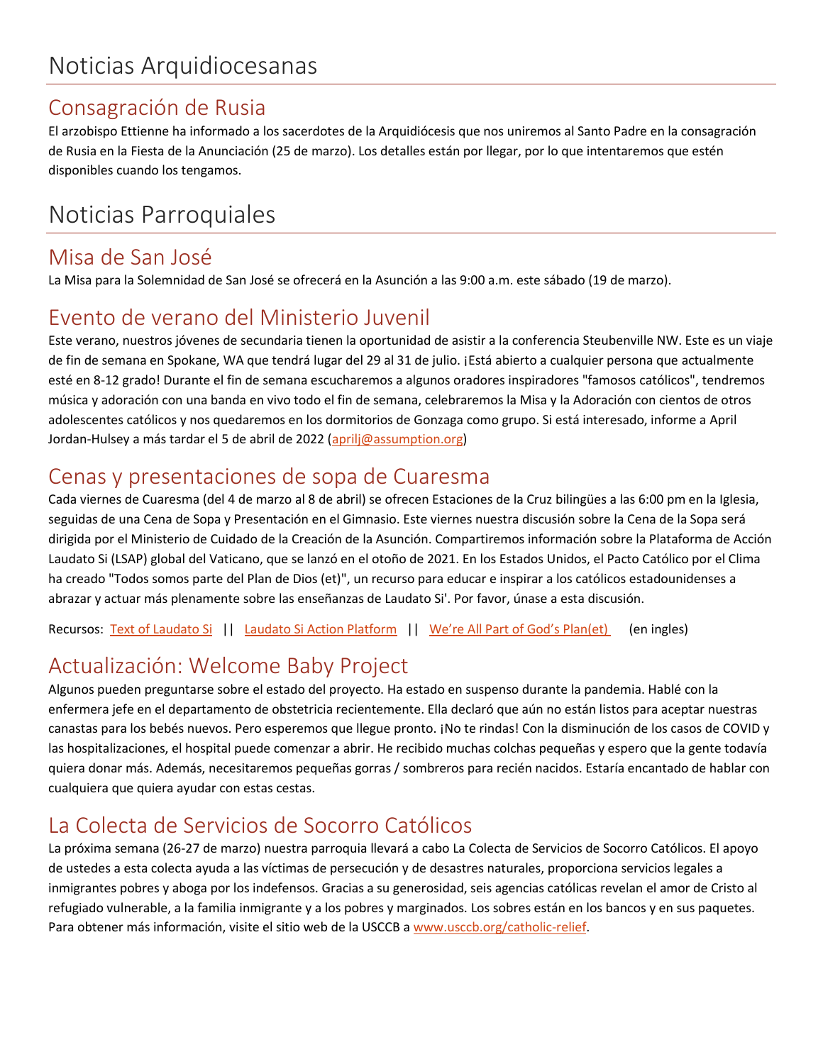# Noticias Arquidiocesanas

## Consagración de Rusia

El arzobispo Ettienne ha informado a los sacerdotes de la Arquidiócesis que nos uniremos al Santo Padre en la consagración de Rusia en la Fiesta de la Anunciación (25 de marzo). Los detalles están por llegar, por lo que intentaremos que estén disponibles cuando los tengamos.

# Noticias Parroquiales

## Misa de San José

La Misa para la Solemnidad de San José se ofrecerá en la Asunción a las 9:00 a.m. este sábado (19 de marzo).

## Evento de verano del Ministerio Juvenil

Este verano, nuestros jóvenes de secundaria tienen la oportunidad de asistir a la conferencia Steubenville NW. Este es un viaje de fin de semana en Spokane, WA que tendrá lugar del 29 al 31 de julio. ¡Está abierto a cualquier persona que actualmente esté en 8-12 grado! Durante el fin de semana escucharemos a algunos oradores inspiradores "famosos católicos", tendremos música y adoración con una banda en vivo todo el fin de semana, celebraremos la Misa y la Adoración con cientos de otros adolescentes católicos y nos quedaremos en los dormitorios de Gonzaga como grupo. Si está interesado, informe a April Jordan-Hulsey a más tardar el 5 de abril de 2022 (aprilj@assumption.org)

## Cenas y presentaciones de sopa de Cuaresma

Cada viernes de Cuaresma (del 4 de marzo al 8 de abril) se ofrecen Estaciones de la Cruz bilingües a las 6:00 pm en la Iglesia, seguidas de una Cena de Sopa y Presentación en el Gimnasio. Este viernes nuestra discusión sobre la Cena de la Sopa será dirigida por el Ministerio de Cuidado de la Creación de la Asunción. Compartiremos información sobre la Plataforma de Acción Laudato Si (LSAP) global del Vaticano, que se lanzó en el otoño de 2021. En los Estados Unidos, el Pacto Católico por el Clima ha creado "Todos somos parte del Plan de Dios (et)", un recurso para educar e inspirar a los católicos estadounidenses a abrazar y actuar más plenamente sobre las enseñanzas de Laudato Si'. Por favor, únase a esta discusión.

Recursos: Text of Laudato Si || Laudato Si Action Platform || We're All Part of God's Plan(et) (en ingles)

## Actualización: Welcome Baby Project

Algunos pueden preguntarse sobre el estado del proyecto. Ha estado en suspenso durante la pandemia. Hablé con la enfermera jefe en el departamento de obstetricia recientemente. Ella declaró que aún no están listos para aceptar nuestras canastas para los bebés nuevos. Pero esperemos que llegue pronto. ¡No te rindas! Con la disminución de los casos de COVID y las hospitalizaciones, el hospital puede comenzar a abrir. He recibido muchas colchas pequeñas y espero que la gente todavía quiera donar más. Además, necesitaremos pequeñas gorras / sombreros para recién nacidos. Estaría encantado de hablar con cualquiera que quiera ayudar con estas cestas.

## La Colecta de Servicios de Socorro Católicos

La próxima semana (26-27 de marzo) nuestra parroquia llevará a cabo La Colecta de Servicios de Socorro Católicos. El apoyo de ustedes a esta colecta ayuda a las víctimas de persecución y de desastres naturales, proporciona servicios legales a inmigrantes pobres y aboga por los indefensos. Gracias a su generosidad, seis agencias católicas revelan el amor de Cristo al refugiado vulnerable, a la familia inmigrante y a los pobres y marginados. Los sobres están en los bancos y en sus paquetes. Para obtener más información, visite el sitio web de la USCCB a www.usccb.org/catholic-relief.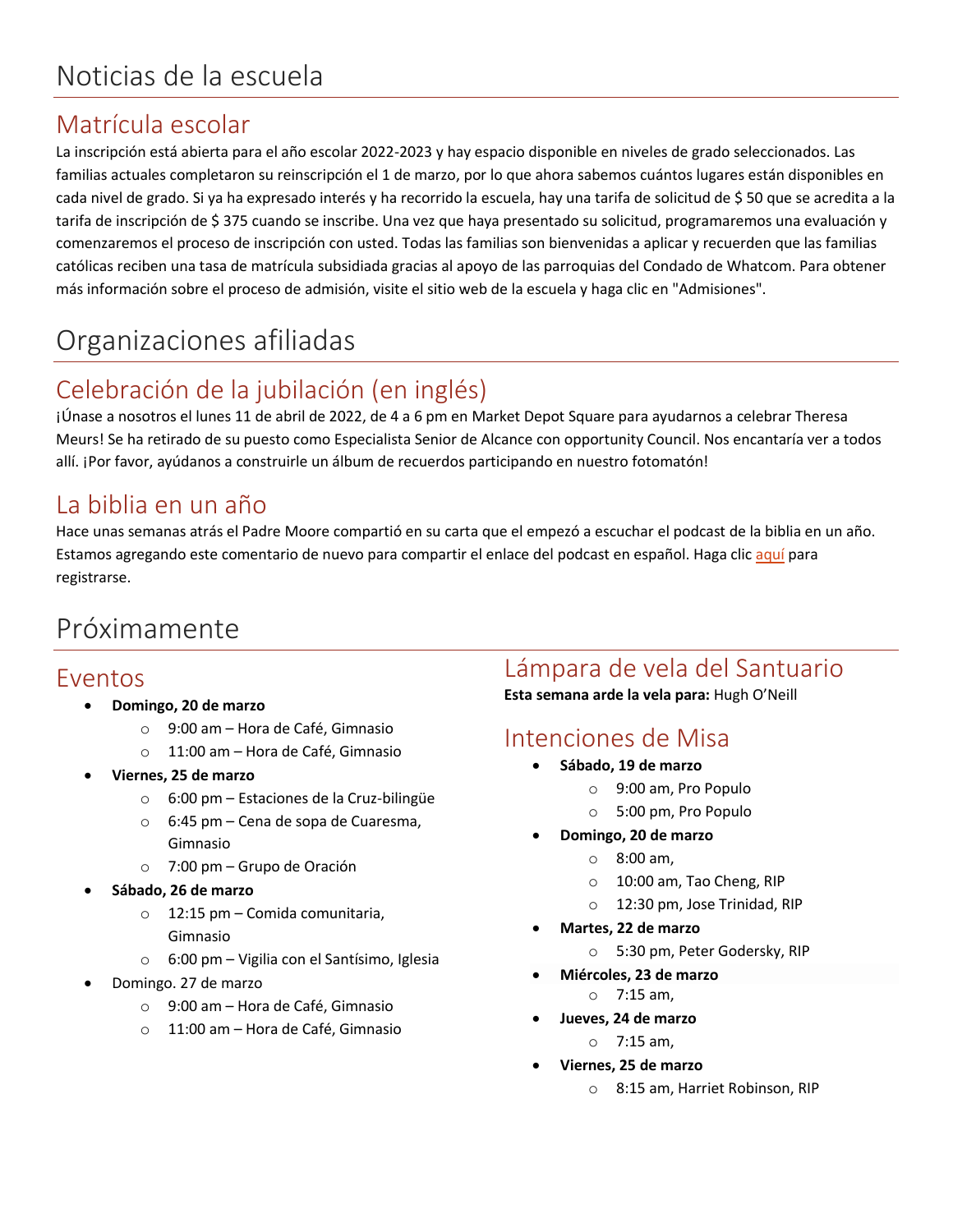# Noticias de la escuela

## Matrícula escolar

La inscripción está abierta para el año escolar 2022-2023 y hay espacio disponible en niveles de grado seleccionados. Las familias actuales completaron su reinscripción el 1 de marzo, por lo que ahora sabemos cuántos lugares están disponibles en cada nivel de grado. Si ya ha expresado interés y ha recorrido la escuela, hay una tarifa de solicitud de $ 50 que se acredita a la tarifa de inscripción de $ 375 cuando se inscribe. Una vez que haya presentado su solicitud, programaremos una evaluación y comenzaremos el proceso de inscripción con usted. Todas las familias son bienvenidas a aplicar y recuerden que las familias católicas reciben una tasa de matrícula subsidiada gracias al apoyo de las parroquias del Condado de Whatcom. Para obtener más información sobre el proceso de admisión, visite el sitio web de la escuela y haga clic en "Admisiones".

# Organizaciones afiliadas

## Celebración de la jubilación (en inglés)

¡Únase a nosotros el lunes 11 de abril de 2022, de 4 a 6 pm en Market Depot Square para ayudarnos a celebrar Theresa Meurs! Se ha retirado de su puesto como Especialista Senior de Alcance con opportunity Council. Nos encantaría ver a todos allí. ¡Por favor, ayúdanos a construirle un álbum de recuerdos participando en nuestro fotomatón!

## La biblia en un año

Hace unas semanas atrás el Padre Moore compartió en su carta que el empezó a escuchar el podcast de la biblia en un año. Estamos agregando este comentario de nuevo para compartir el enlace del podcast en español. Haga clic aquí para registrarse.

# Próximamente

## Eventos

- **Domingo, 20 de marzo**
  - 9:00 am – Hora de Café, Gimnasio
  - 11:00 am – Hora de Café, Gimnasio
- **Viernes, 25 de marzo**
  - 6:00 pm – Estaciones de la Cruz-bilingüe
  - 6:45 pm – Cena de sopa de Cuaresma, Gimnasio
  - 7:00 pm – Grupo de Oración
- **Sábado, 26 de marzo**
  - 12:15 pm – Comida comunitaria, Gimnasio
  - 6:00 pm – Vigilia con el Santísimo, Iglesia
- Domingo. 27 de marzo
  - 9:00 am – Hora de Café, Gimnasio
  - 11:00 am – Hora de Café, Gimnasio

## Lámpara de vela del Santuario

**Esta semana arde la vela para:** Hugh O'Neill

## Intenciones de Misa

- **Sábado, 19 de marzo**
  - 9:00 am, Pro Populo
  - 5:00 pm, Pro Populo
- **Domingo, 20 de marzo**
  - 8:00 am,
  - 10:00 am, Tao Cheng, RIP
  - 12:30 pm, Jose Trinidad, RIP
- **Martes, 22 de marzo**
  - 5:30 pm, Peter Godersky, RIP
- **Miércoles, 23 de marzo**
  - 7:15 am,
- **Jueves, 24 de marzo**
  - 7:15 am,
- **Viernes, 25 de marzo**
  - 8:15 am, Harriet Robinson, RIP